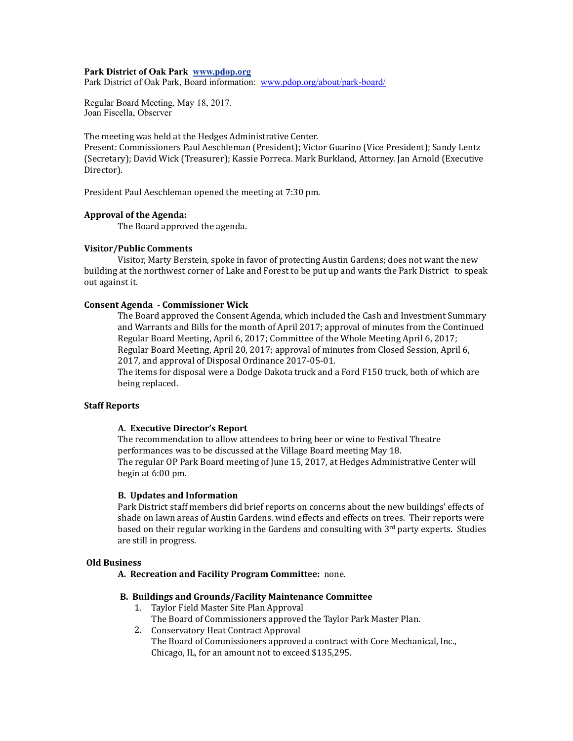**Park District of Oak Park [www.pdop.org](www.pdop.org)**
Park District of Oak Park, Board information: [www.pdop.org/about/park-board/](www.pdop.org/about/park-board/)

Regular Board Meeting, May 18, 2017.
Joan Fiscella, Observer

The meeting was held at the Hedges Administrative Center.
Present: Commissioners Paul Aeschleman (President); Victor Guarino (Vice President); Sandy Lentz (Secretary); David Wick (Treasurer); Kassie Porreca. Mark Burkland, Attorney. Jan Arnold (Executive Director).

President Paul Aeschleman opened the meeting at 7:30 pm.

**Approval of the Agenda:**

The Board approved the agenda.

**Visitor/Public Comments**

Visitor, Marty Berstein, spoke in favor of protecting Austin Gardens; does not want the new building at the northwest corner of Lake and Forest to be put up and wants the Park District to speak out against it.

**Consent Agenda - Commissioner Wick**

The Board approved the Consent Agenda, which included the Cash and Investment Summary and Warrants and Bills for the month of April 2017; approval of minutes from the Continued Regular Board Meeting, April 6, 2017; Committee of the Whole Meeting April 6, 2017; Regular Board Meeting, April 20, 2017; approval of minutes from Closed Session, April 6, 2017, and approval of Disposal Ordinance 2017-05-01.
The items for disposal were a Dodge Dakota truck and a Ford F150 truck, both of which are being replaced.

**Staff Reports**

**A. Executive Director's Report**

The recommendation to allow attendees to bring beer or wine to Festival Theatre performances was to be discussed at the Village Board meeting May 18.
The regular OP Park Board meeting of June 15, 2017, at Hedges Administrative Center will begin at 6:00 pm.

**B. Updates and Information**

Park District staff members did brief reports on concerns about the new buildings' effects of shade on lawn areas of Austin Gardens. wind effects and effects on trees. Their reports were based on their regular working in the Gardens and consulting with 3rd party experts. Studies are still in progress.

**Old Business**

**A. Recreation and Facility Program Committee:** none.

**B. Buildings and Grounds/Facility Maintenance Committee**

1. Taylor Field Master Site Plan Approval
   The Board of Commissioners approved the Taylor Park Master Plan.
2. Conservatory Heat Contract Approval
   The Board of Commissioners approved a contract with Core Mechanical, Inc., Chicago, IL, for an amount not to exceed $135,295.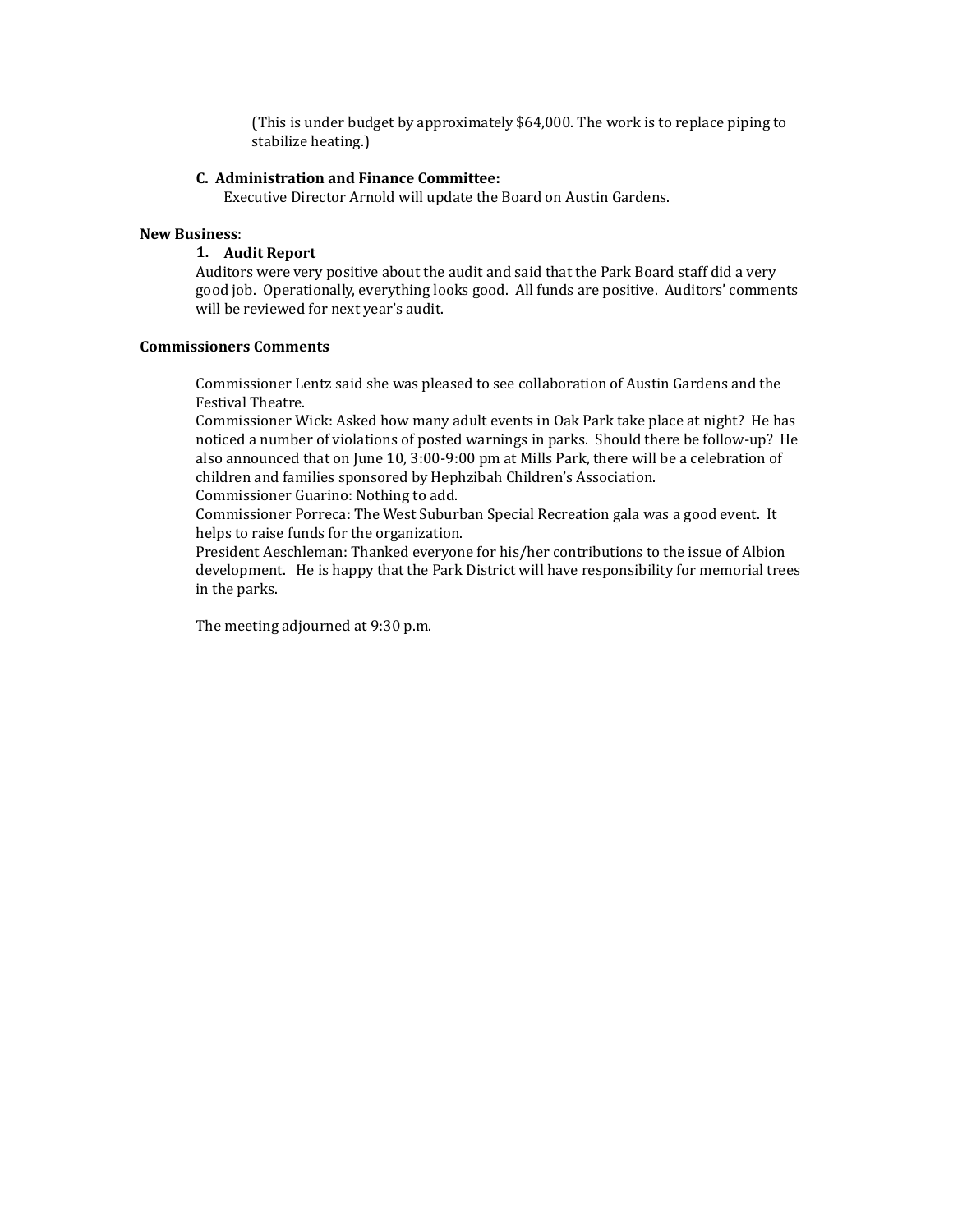(This is under budget by approximately $64,000. The work is to replace piping to stabilize heating.)

**C. Administration and Finance Committee:**

Executive Director Arnold will update the Board on Austin Gardens.

**New Business**:

1. **Audit Report**

Auditors were very positive about the audit and said that the Park Board staff did a very good job. Operationally, everything looks good. All funds are positive. Auditors' comments will be reviewed for next year's audit.

**Commissioners Comments**

Commissioner Lentz said she was pleased to see collaboration of Austin Gardens and the Festival Theatre.

Commissioner Wick: Asked how many adult events in Oak Park take place at night? He has noticed a number of violations of posted warnings in parks. Should there be follow-up? He also announced that on June 10, 3:00-9:00 pm at Mills Park, there will be a celebration of children and families sponsored by Hephzibah Children's Association.

Commissioner Guarino: Nothing to add.

Commissioner Porreca: The West Suburban Special Recreation gala was a good event. It helps to raise funds for the organization.

President Aeschleman: Thanked everyone for his/her contributions to the issue of Albion development. He is happy that the Park District will have responsibility for memorial trees in the parks.

The meeting adjourned at 9:30 p.m.